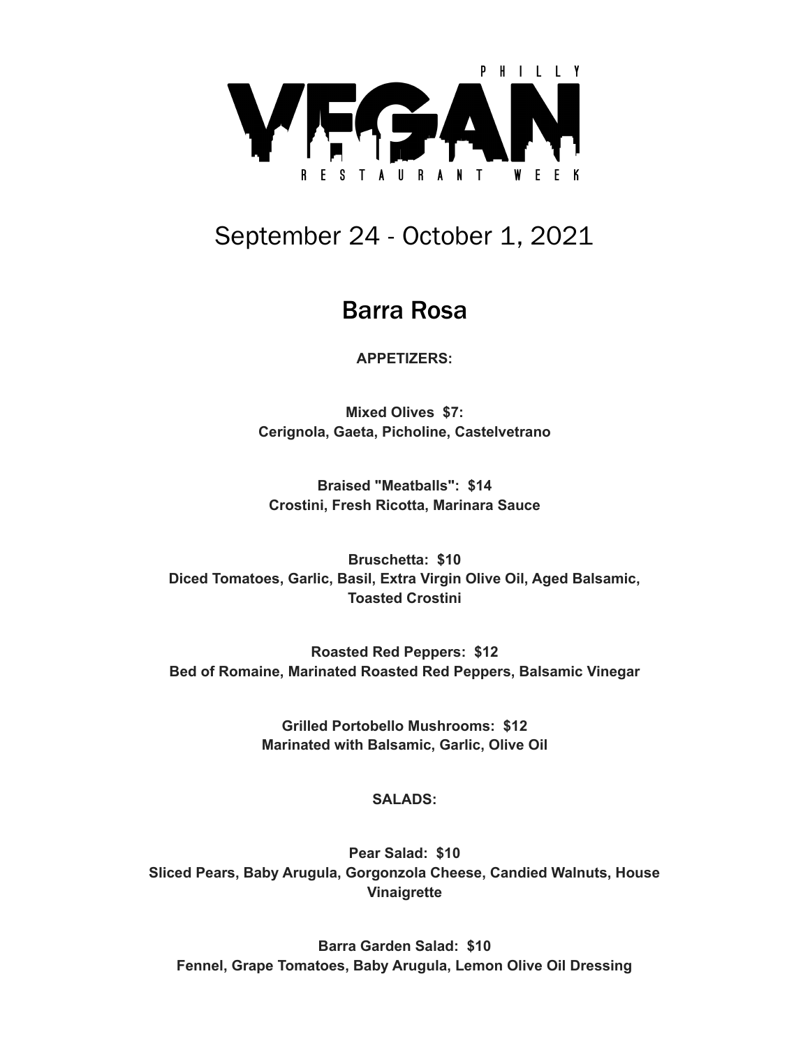# PHILLY VEGAN RESTAURANT WEEK

September 24 - October 1, 2021

## Barra Rosa

**APPETIZERS:**

**Mixed Olives $7:**
**Cerignola, Gaeta, Picholine, Castelvetrano**

**Braised "Meatballs": $14**
**Crostini, Fresh Ricotta, Marinara Sauce**

**Bruschetta: $10**
**Diced Tomatoes, Garlic, Basil, Extra Virgin Olive Oil, Aged Balsamic, Toasted Crostini**

**Roasted Red Peppers: $12**
**Bed of Romaine, Marinated Roasted Red Peppers, Balsamic Vinegar**

**Grilled Portobello Mushrooms: $12**
**Marinated with Balsamic, Garlic, Olive Oil**

**SALADS:**

**Pear Salad: $10**
**Sliced Pears, Baby Arugula, Gorgonzola Cheese, Candied Walnuts, House Vinaigrette**

**Barra Garden Salad: $10**
**Fennel, Grape Tomatoes, Baby Arugula, Lemon Olive Oil Dressing**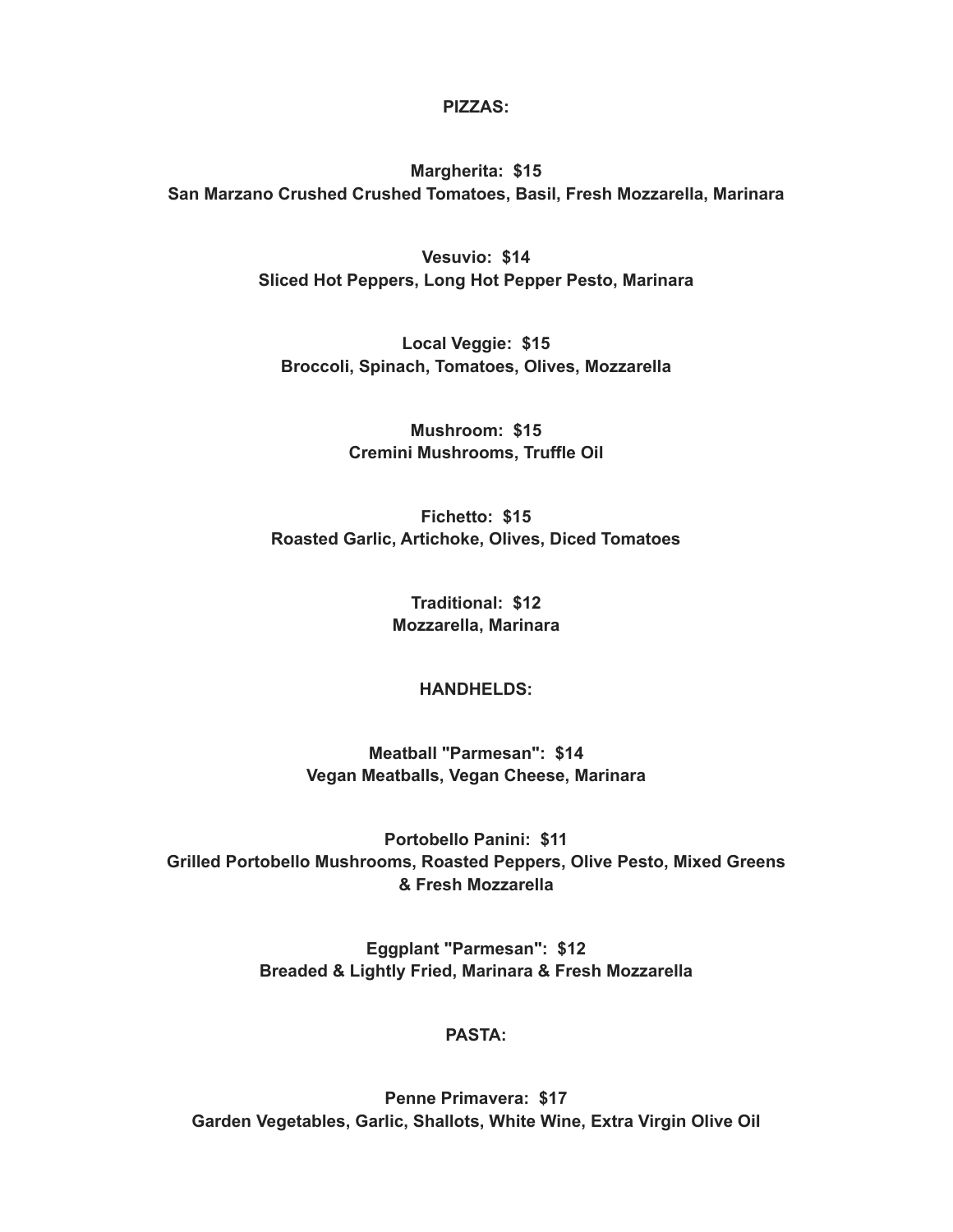## PIZZAS:

**Margherita: $15**
**San Marzano Crushed Crushed Tomatoes, Basil, Fresh Mozzarella, Marinara**

**Vesuvio: $14**
**Sliced Hot Peppers, Long Hot Pepper Pesto, Marinara**

**Local Veggie: $15**
**Broccoli, Spinach, Tomatoes, Olives, Mozzarella**

**Mushroom: $15**
**Cremini Mushrooms, Truffle Oil**

**Fichetto: $15**
**Roasted Garlic, Artichoke, Olives, Diced Tomatoes**

**Traditional: $12**
**Mozzarella, Marinara**

## HANDHELDS:

**Meatball "Parmesan": $14**
**Vegan Meatballs, Vegan Cheese, Marinara**

**Portobello Panini: $11**
**Grilled Portobello Mushrooms, Roasted Peppers, Olive Pesto, Mixed Greens & Fresh Mozzarella**

**Eggplant "Parmesan": $12**
**Breaded & Lightly Fried, Marinara & Fresh Mozzarella**

## PASTA:

**Penne Primavera: $17**
**Garden Vegetables, Garlic, Shallots, White Wine, Extra Virgin Olive Oil**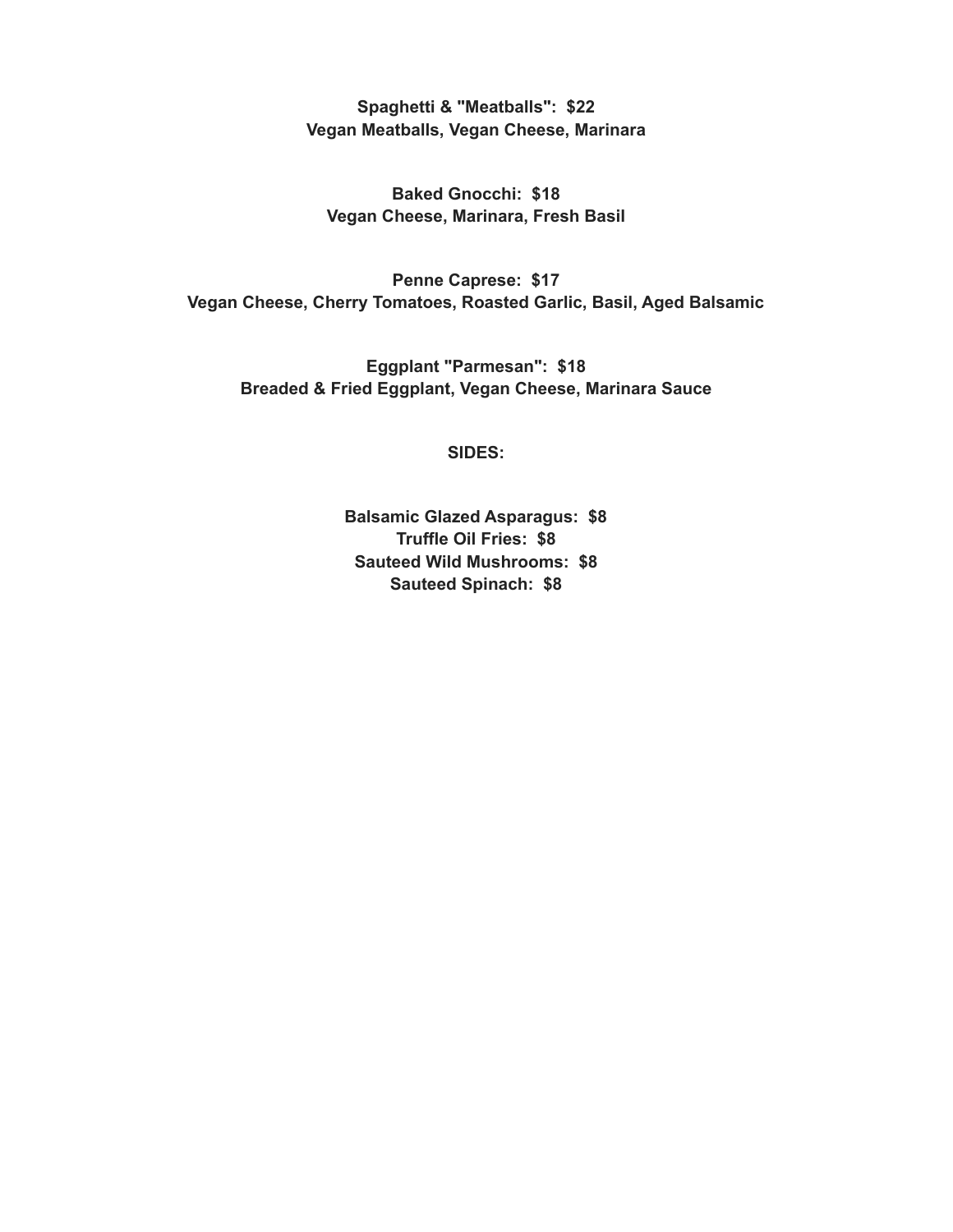**Spaghetti & "Meatballs": $22**
**Vegan Meatballs, Vegan Cheese, Marinara**

**Baked Gnocchi: $18**
**Vegan Cheese, Marinara, Fresh Basil**

**Penne Caprese: $17**
**Vegan Cheese, Cherry Tomatoes, Roasted Garlic, Basil, Aged Balsamic**

**Eggplant "Parmesan": $18**
**Breaded & Fried Eggplant, Vegan Cheese, Marinara Sauce**

## SIDES:

**Balsamic Glazed Asparagus: $8**
**Truffle Oil Fries: $8**
**Sauteed Wild Mushrooms: $8**
**Sauteed Spinach: $8**